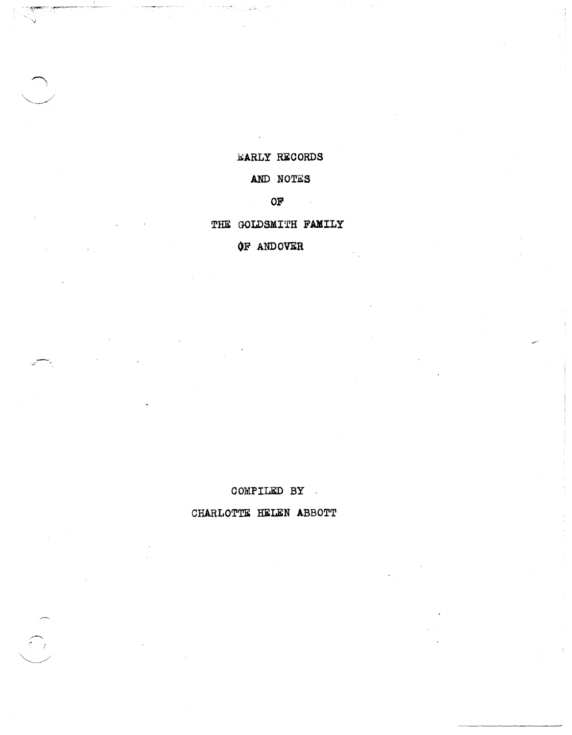# EARLY RECORDS

# AND NOTES

# OF

# THE GOLDSMITH FAMILY

# OF ANDOVER

COMPILED BY

CHARLOTTE HELEN ABBOTT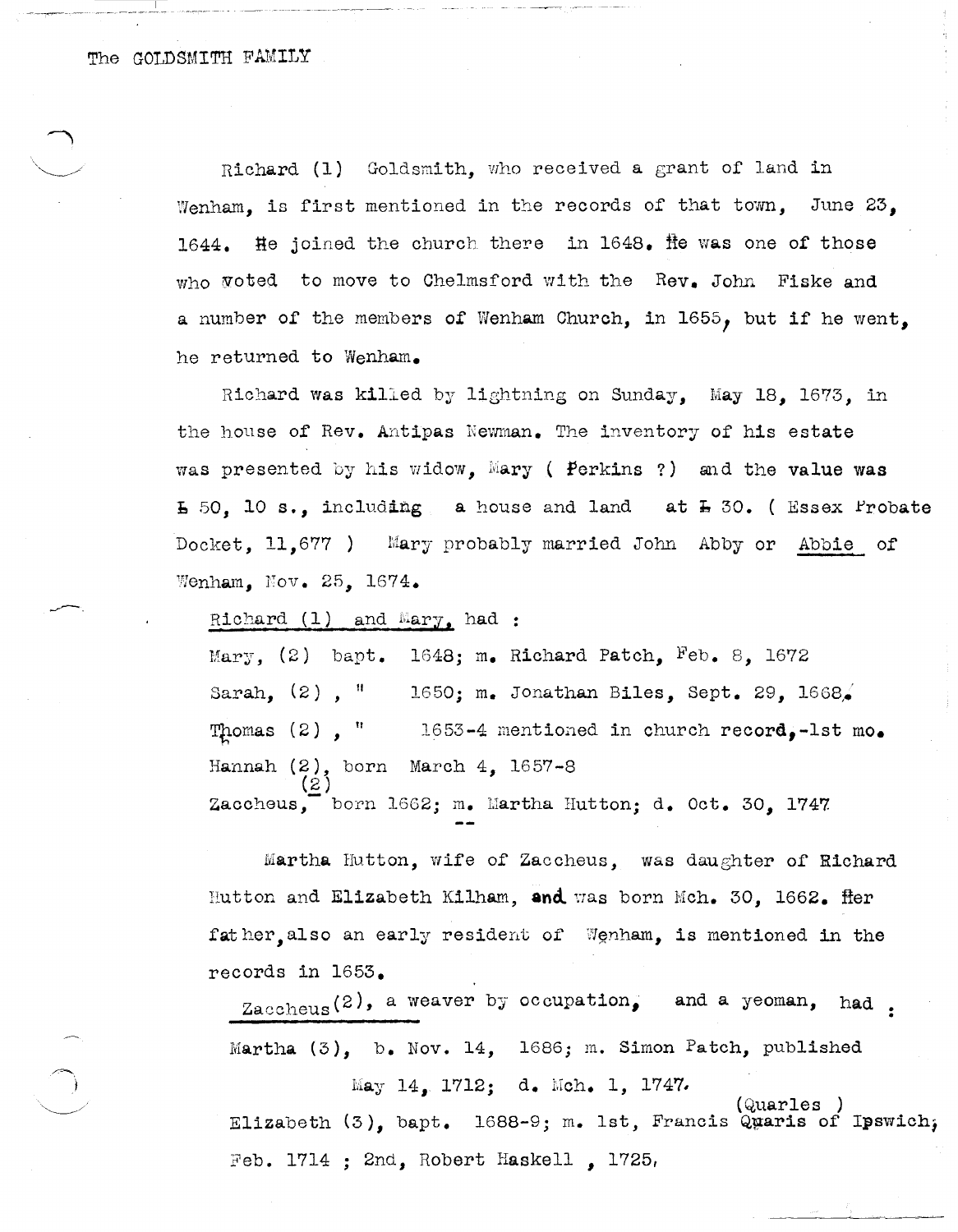The GOLDSMITH FAMILY

Richard (1) Goldsmith, who received a grant of land in Wenham, is first mentioned in the records of that town, June 23, 1644. He joined the church there in 1648. He was one of those who voted to move to Chelmsford with the Rev. John Fiske and a number of the members of Wenham Church, in 1655, but if he went, he returned to Wenham.

Richard was killed by lightning on Sunday, May 18, 1673, in the house of Rev. Antipas Newman. The inventory of his estate was presented by his widow, Mary ( Perkins ?) and the value was £ 50, 10 s., including a house and land at £ 30. ( Essex Probate Docket, 11,677 ) Mary probably married John Abby or Abbie of Wenham, Nov. 25, 1674.

Richard (1) and Mary, had :

Mary, (2) bapt. 1648; m. Richard Patch, Feb. 8, 1672
Sarah, (2) , " 1650; m. Jonathan Biles, Sept. 29, 1668.
Thomas (2) , " 1653-4 mentioned in church record,-1st mo.
Hannah (2), born March 4, 1657-8
Zaccheus, (2) born 1662; m. Martha Hutton; d. Oct. 30, 1747

Martha Hutton, wife of Zaccheus, was daughter of Richard Hutton and Elizabeth Kilham, and was born Mch. 30, 1662. Her father, also an early resident of Wenham, is mentioned in the records in 1653.

Zaccheus (2), a weaver by occupation, and a yeoman, had :

Martha (3), b. Nov. 14, 1686; m. Simon Patch, published May 14, 1712; d. Mch. 1, 1747.
Elizabeth (3), bapt. 1688-9; m. 1st, Francis Quaris (Quarles ) of Ipswich, Feb. 1714 ; 2nd, Robert Haskell , 1725,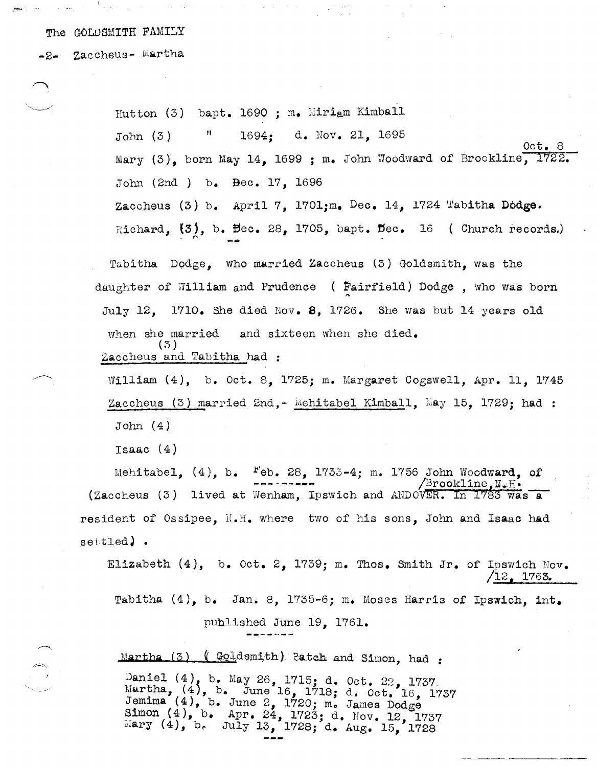The GOLDSMITH FAMILY

-2- Zaccheus- Martha

Hutton (3) bapt. 1690 ; m. Miriam Kimball

John (3) " 1694; d. Nov. 21, 1695

Mary (3), born May 14, 1699 ; m. John Woodward of Brookline, Oct. 8 1722.

John (2nd ) b. Dec. 17, 1696

Zaccheus (3) b. April 7, 1701;m. Dec. 14, 1724 Tabitha Dodge.

Richard, (3), b. Dec. 28, 1705, bapt. Dec. 16 ( Church records.)

Tabitha Dodge, who married Zaccheus (3) Goldsmith, was the daughter of William and Prudence ( Fairfield) Dodge , who was born July 12, 1710. She died Nov. 8, 1726. She was but 14 years old when she married and sixteen when she died.

Zaccheus (3) and Tabitha had :

William (4), b. Oct. 8, 1725; m. Margaret Cogswell, Apr. 11, 1745

Zaccheus (3) married 2nd,- Mehitabel Kimball, May 15, 1729; had :

John (4)

Isaac (4)

Mehitabel, (4), b. Feb. 28, 1733-4; m. 1756 John Woodward, of Brookline,N.H.

(Zaccheus (3) lived at Wenham, Ipswich and ANDOVER. In 1783 was a resident of Ossipee, N.H. where two of his sons, John and Isaac had settled) .

Elizabeth (4), b. Oct. 2, 1739; m. Thos. Smith Jr. of Ipswich Nov. 12, 1763.

Tabitha (4), b. Jan. 8, 1735-6; m. Moses Harris of Ipswich, int. published June 19, 1761.

Martha (3) ( Goldsmith) Patch and Simon, had :

Daniel (4), b. May 26, 1715; d. Oct. 22, 1737
Martha, (4), b. June 16, 1718; d. Oct. 16, 1737
Jemima (4), b. June 2, 1720; m. James Dodge
Simon (4), b. Apr. 24, 1723; d. Nov. 12, 1737
Mary (4), b. July 13, 1728; d. Aug. 15, 1728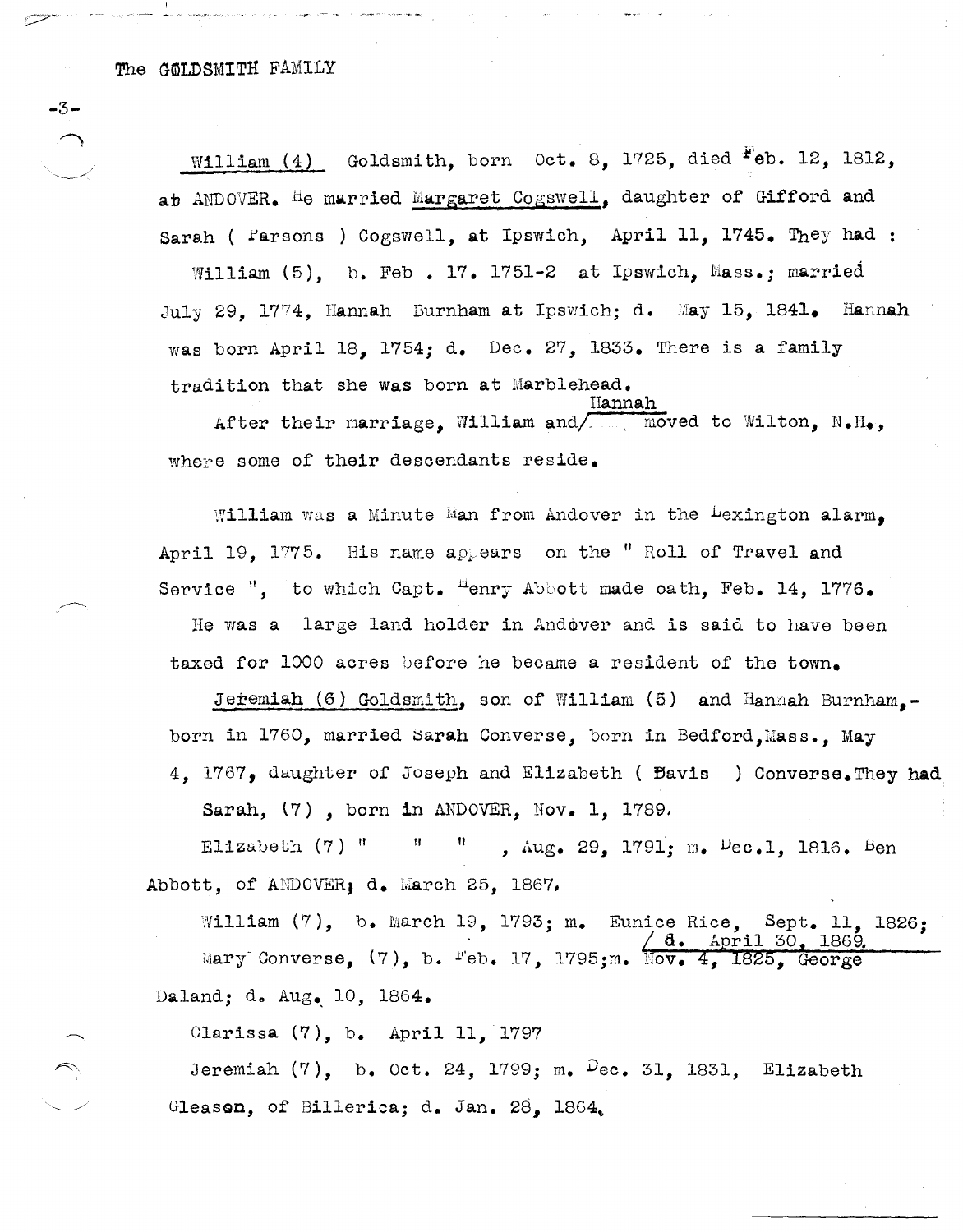William (4) Goldsmith, born Oct. 8, 1725, died Feb. 12, 1812, at ANDOVER. He married Margaret Cogswell, daughter of Gifford and Sarah ( Parsons ) Cogswell, at Ipswich, April 11, 1745. They had :

William (5), b. Feb . 17. 1751-2 at Ipswich, Mass.; married July 29, 1774, Hannah Burnham at Ipswich; d. May 15, 1841. Hannah was born April 18, 1754; d. Dec. 27, 1833. There is a family tradition that she was born at Marblehead.

After their marriage, William and Hannah moved to Wilton, N.H., where some of their descendants reside.

William was a Minute Man from Andover in the Lexington alarm, April 19, 1775. His name appears on the " Roll of Travel and Service ", to which Capt. Henry Abbott made oath, Feb. 14, 1776.

He was a large land holder in Andover and is said to have been taxed for 1000 acres before he became a resident of the town.

Jeremiah (6) Goldsmith, son of William (5) and Hannah Burnham,- born in 1760, married Sarah Converse, born in Bedford, Mass., May 4, 1767, daughter of Joseph and Elizabeth ( Davis ) Converse. They had

Sarah, (7) , born in ANDOVER, Nov. 1, 1789.

Elizabeth (7) " " " , Aug. 29, 1791; m. Dec. 1, 1816. Ben Abbott, of ANDOVER; d. March 25, 1867.

William (7), b. March 19, 1793; m. Eunice Rice, Sept. 11, 1826; d. April 30, 1869.

Mary Converse, (7), b. Feb. 17, 1795; m. Nov. 4, 1825, George Daland; d. Aug. 10, 1864.

Clarissa (7), b. April 11, 1797

Jeremiah (7), b. Oct. 24, 1799; m. Dec. 31, 1831, Elizabeth Gleason, of Billerica; d. Jan. 28, 1864.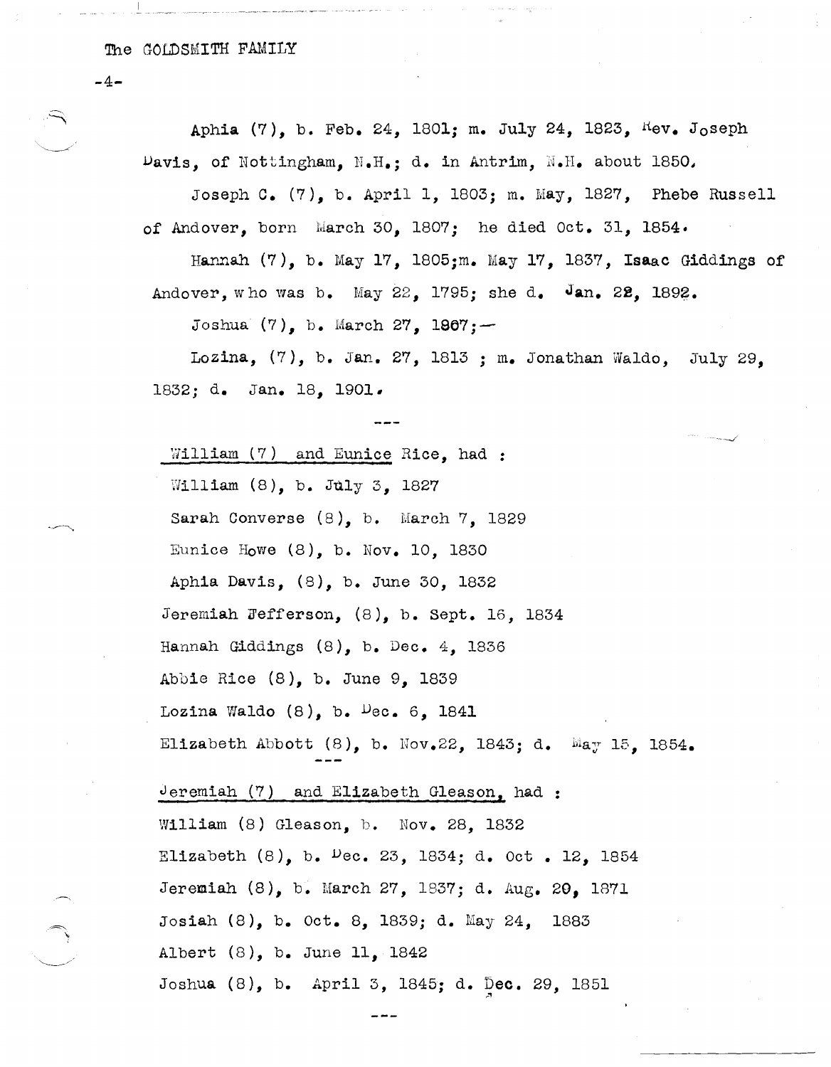Aphia (7), b. Feb. 24, 1801; m. July 24, 1823, Rev. Joseph Davis, of Nottingham, N.H.; d. in Antrim, N.H. about 1850.

Joseph C. (7), b. April 1, 1803; m. May, 1827, Phebe Russell of Andover, born March 30, 1807; he died Oct. 31, 1854.

Hannah (7), b. May 17, 1805;m. May 17, 1837, Isaac Giddings of Andover, who was b. May 22, 1795; she d. Jan. 22, 1892.

Joshua (7), b. March 27, 1807;—

Lozina, (7), b. Jan. 27, 1813 ; m. Jonathan Waldo, July 29, 1832; d. Jan. 18, 1901.

---

William (7) and Eunice Rice, had :

William (8), b. July 3, 1827
Sarah Converse (8), b. March 7, 1829
Eunice Howe (8), b. Nov. 10, 1830
Aphia Davis, (8), b. June 30, 1832
Jeremiah Jefferson, (8), b. Sept. 16, 1834
Hannah Giddings (8), b. Dec. 4, 1836
Abbie Rice (8), b. June 9, 1839
Lozina Waldo (8), b. Dec. 6, 1841
Elizabeth Abbott (8), b. Nov.22, 1843; d. May 15, 1854.

---

Jeremiah (7) and Elizabeth Gleason, had :

William (8) Gleason, b. Nov. 28, 1832
Elizabeth (8), b. Dec. 23, 1834; d. Oct . 12, 1854
Jeremiah (8), b. March 27, 1837; d. Aug. 20, 1871
Josiah (8), b. Oct. 8, 1839; d. May 24, 1883
Albert (8), b. June 11, 1842
Joshua (8), b. April 3, 1845; d. Dec. 29, 1851

---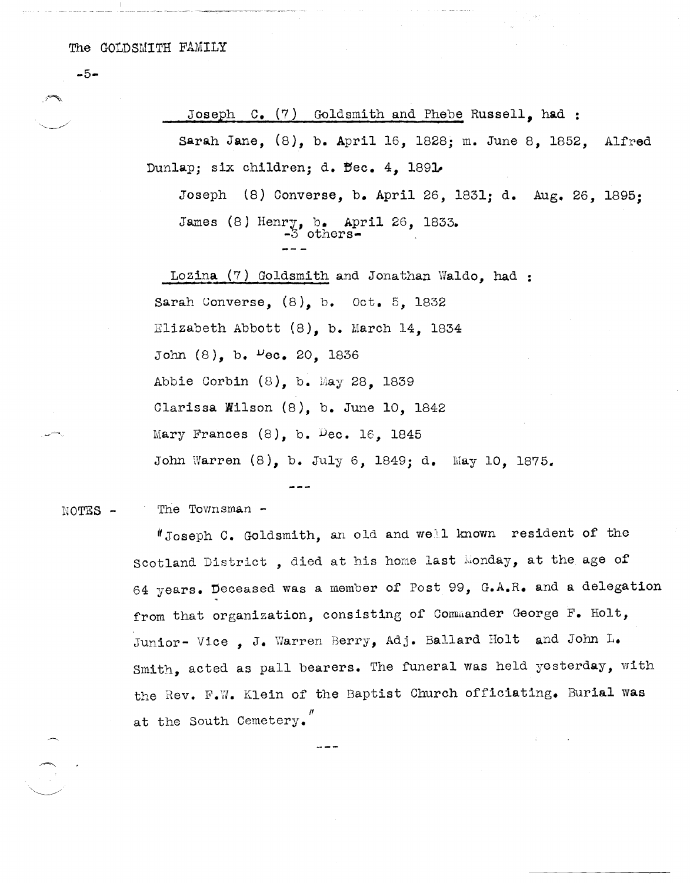The GOLDSMITH FAMILY

-5-

Joseph C. (7) Goldsmith and Phebe Russell, had :

Sarah Jane, (8), b. April 16, 1828; m. June 8, 1852, Alfred Dunlap; six children; d. Dec. 4, 1891.

Joseph (8) Converse, b. April 26, 1831; d. Aug. 26, 1895;

James (8) Henry, b. April 26, 1833.

-3 others-

---

Lozina (7) Goldsmith and Jonathan Waldo, had :

Sarah Converse, (8), b. Oct. 5, 1832

Elizabeth Abbott (8), b. March 14, 1834

John (8), b. Dec. 20, 1836

Abbie Corbin (8), b. May 28, 1839

Clarissa Wilson (8), b. June 10, 1842

Mary Frances (8), b. Dec. 16, 1845

John Warren (8), b. July 6, 1849; d. May 10, 1875.

---

NOTES - The Townsman -

"Joseph C. Goldsmith, an old and well known resident of the Scotland District , died at his home last Monday, at the age of 64 years. Deceased was a member of Post 99, G.A.R. and a delegation from that organization, consisting of Commander George F. Holt, Junior- Vice , J. Warren Berry, Adj. Ballard Holt and John L. Smith, acted as pall bearers. The funeral was held yesterday, with the Rev. F.W. Klein of the Baptist Church officiating. Burial was at the South Cemetery."

---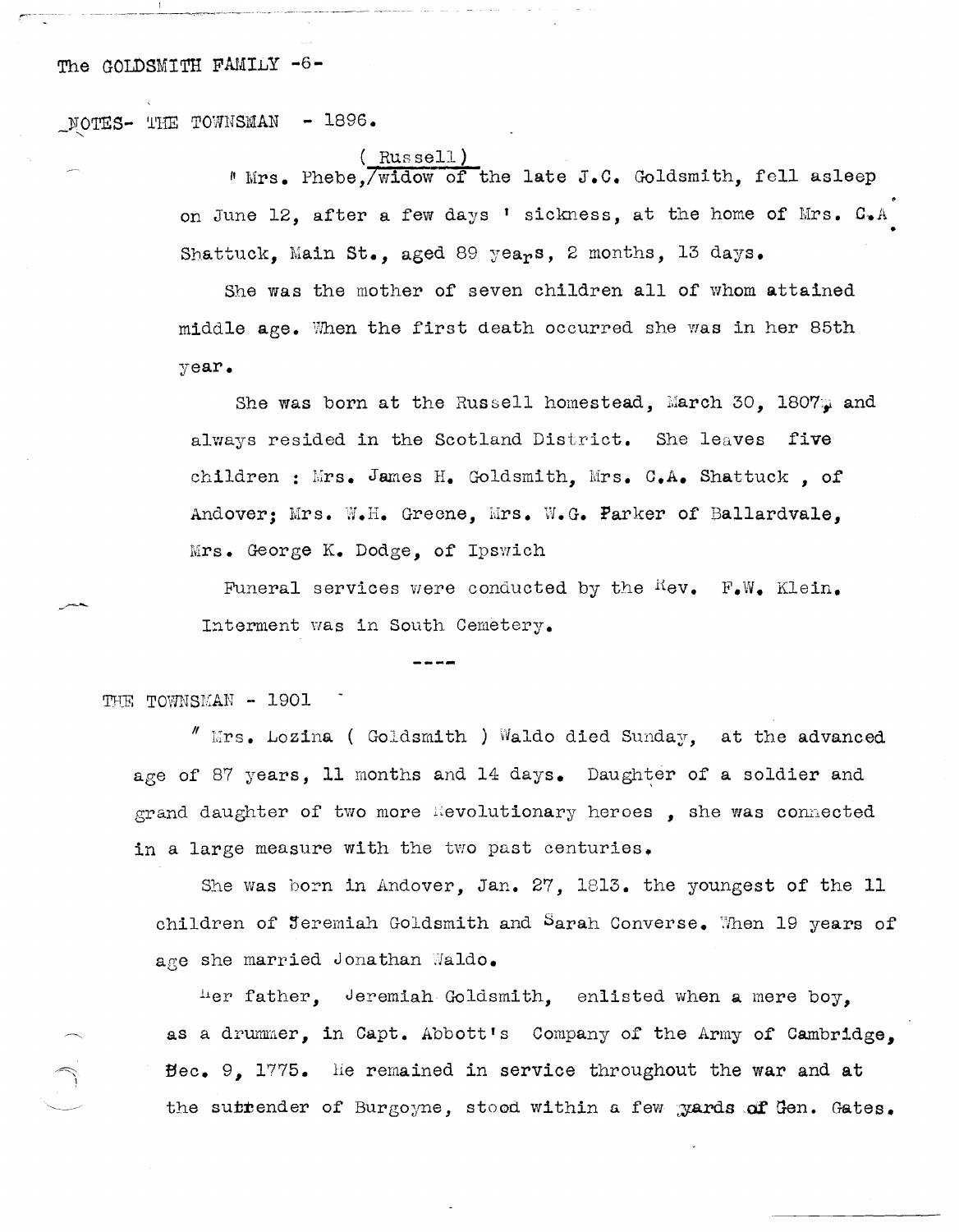The GOLDSMITH FAMILY -6-

NOTES- THE TOWNSMAN - 1896.

" Mrs. Phebe, (Russell) widow of the late J.C. Goldsmith, fell asleep on June 12, after a few days ' sickness, at the home of Mrs. C.A. Shattuck, Main St., aged 89 years, 2 months, 13 days.

She was the mother of seven children all of whom attained middle age. When the first death occurred she was in her 85th year.

She was born at the Russell homestead, March 30, 1807, and always resided in the Scotland District. She leaves five children : Mrs. James H. Goldsmith, Mrs. C.A. Shattuck , of Andover; Mrs. W.H. Greene, Mrs. W.G. Parker of Ballardvale, Mrs. George K. Dodge, of Ipswich

Funeral services were conducted by the Rev. F.W. Klein. Interment was in South Cemetery.

----

THE TOWNSMAN - 1901

" Mrs. Lozina ( Goldsmith ) Waldo died Sunday, at the advanced age of 87 years, 11 months and 14 days. Daughter of a soldier and grand daughter of two more Revolutionary heroes , she was connected in a large measure with the two past centuries.

She was born in Andover, Jan. 27, 1813. the youngest of the 11 children of Jeremiah Goldsmith and Sarah Converse. When 19 years of age she married Jonathan Waldo.

Her father, Jeremiah Goldsmith, enlisted when a mere boy, as a drummer, in Capt. Abbott's Company of the Army of Cambridge, Dec. 9, 1775. He remained in service throughout the war and at the surrender of Burgoyne, stood within a few yards of Gen. Gates.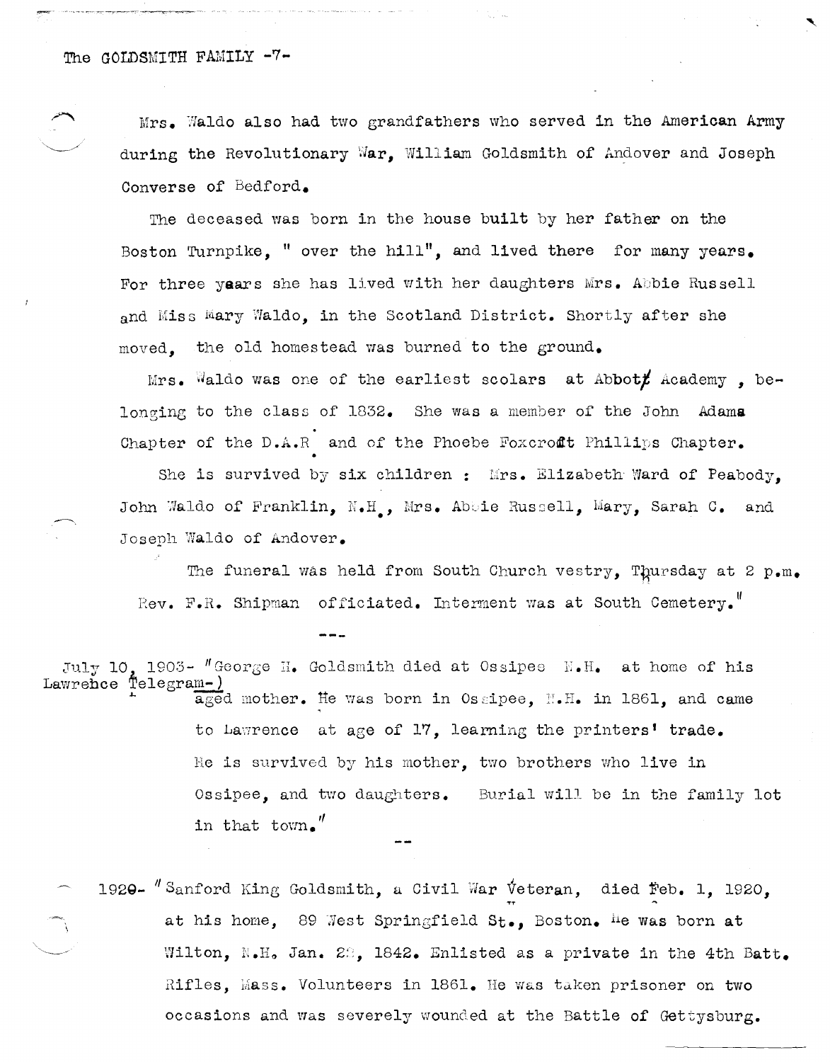Mrs. Waldo also had two grandfathers who served in the American Army during the Revolutionary War, William Goldsmith of Andover and Joseph Converse of Bedford.

The deceased was born in the house built by her father on the Boston Turnpike, " over the hill", and lived there for many years. For three years she has lived with her daughters Mrs. Abbie Russell and Miss Mary Waldo, in the Scotland District. Shortly after she moved, the old homestead was burned to the ground.

Mrs. Waldo was one of the earliest scolars at Abbott Academy , belonging to the class of 1832. She was a member of the John Adams Chapter of the D.A.R. and of the Phoebe Foxcroft Phillips Chapter.

She is survived by six children : Mrs. Elizabeth Ward of Peabody, John Waldo of Franklin, N.H., Mrs. Abbie Russell, Mary, Sarah C. and Joseph Waldo of Andover.

The funeral was held from South Church vestry, Thursday at 2 p.m. Rev. F.R. Shipman officiated. Interment was at South Cemetery."

---

July 10, 1903- (Lawrence Telegram-) "George H. Goldsmith died at Ossipee N.H. at home of his aged mother. He was born in Ossipee, N.H. in 1861, and came to Lawrence at age of 17, learning the printers' trade. He is survived by his mother, two brothers who live in Ossipee, and two daughters. Burial will be in the family lot in that town."

--

1920- "Sanford King Goldsmith, a Civil War Veteran, died Feb. 1, 1920, at his home, 89 West Springfield St., Boston. He was born at Wilton, N.H. Jan. 28, 1842. Enlisted as a private in the 4th Batt. Rifles, Mass. Volunteers in 1861. He was taken prisoner on two occasions and was severely wounded at the Battle of Gettysburg.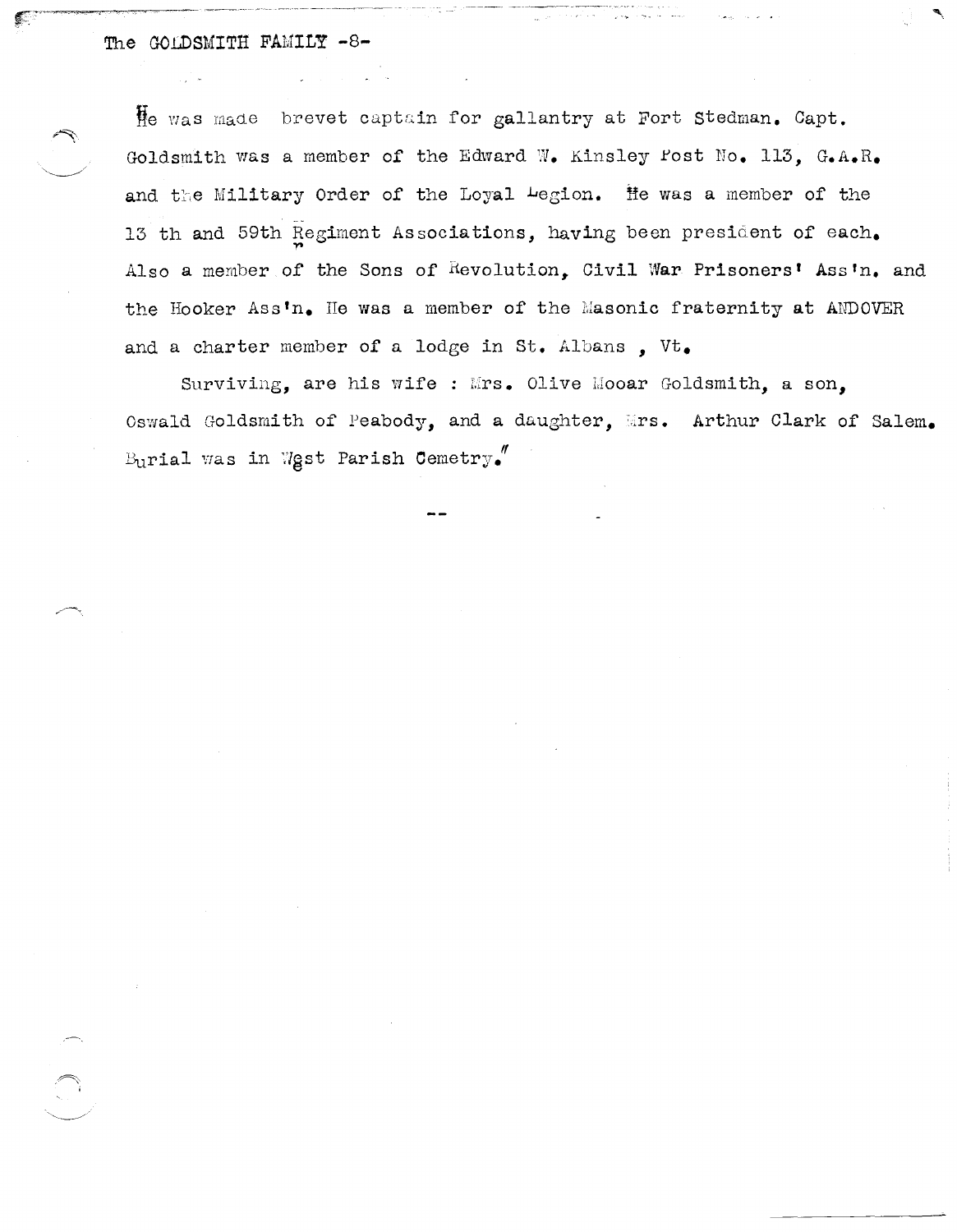He was made brevet captain for gallantry at Fort Stedman. Capt. Goldsmith was a member of the Edward W. Kinsley Post No. 113, G.A.R. and the Military Order of the Loyal Legion. He was a member of the 13 th and 59th Regiment Associations, having been president of each. Also a member of the Sons of Revolution, Civil War Prisoners' Ass'n. and the Hooker Ass'n. He was a member of the Masonic fraternity at ANDOVER and a charter member of a lodge in St. Albans , Vt.

Surviving, are his wife : Mrs. Olive Mooar Goldsmith, a son, Oswald Goldsmith of Peabody, and a daughter, Mrs. Arthur Clark of Salem. Burial was in West Parish Cemetry."

--